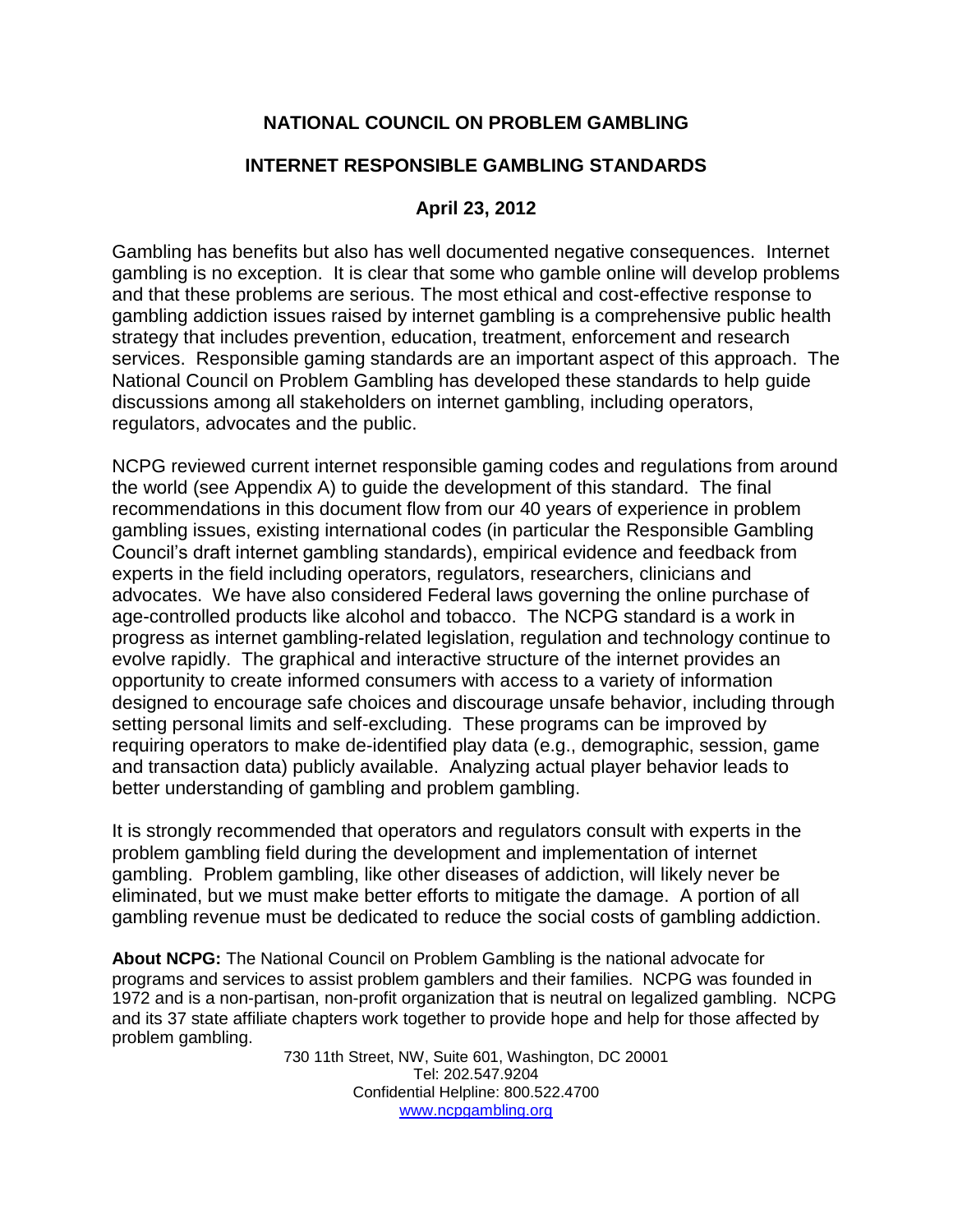# NATIONAL COUNCIL ON PROBLEM GAMBLING

## INTERNET RESPONSIBLE GAMBLING STANDARDS

### April 23, 2012

Gambling has benefits but also has well documented negative consequences. Internet gambling is no exception. It is clear that some who gamble online will develop problems and that these problems are serious. The most ethical and cost-effective response to gambling addiction issues raised by internet gambling is a comprehensive public health strategy that includes prevention, education, treatment, enforcement and research services. Responsible gaming standards are an important aspect of this approach. The National Council on Problem Gambling has developed these standards to help guide discussions among all stakeholders on internet gambling, including operators, regulators, advocates and the public.

NCPG reviewed current internet responsible gaming codes and regulations from around the world (see Appendix A) to guide the development of this standard. The final recommendations in this document flow from our 40 years of experience in problem gambling issues, existing international codes (in particular the Responsible Gambling Council's draft internet gambling standards), empirical evidence and feedback from experts in the field including operators, regulators, researchers, clinicians and advocates. We have also considered Federal laws governing the online purchase of age-controlled products like alcohol and tobacco. The NCPG standard is a work in progress as internet gambling-related legislation, regulation and technology continue to evolve rapidly. The graphical and interactive structure of the internet provides an opportunity to create informed consumers with access to a variety of information designed to encourage safe choices and discourage unsafe behavior, including through setting personal limits and self-excluding. These programs can be improved by requiring operators to make de-identified play data (e.g., demographic, session, game and transaction data) publicly available. Analyzing actual player behavior leads to better understanding of gambling and problem gambling.

It is strongly recommended that operators and regulators consult with experts in the problem gambling field during the development and implementation of internet gambling. Problem gambling, like other diseases of addiction, will likely never be eliminated, but we must make better efforts to mitigate the damage. A portion of all gambling revenue must be dedicated to reduce the social costs of gambling addiction.

**About NCPG:** The National Council on Problem Gambling is the national advocate for programs and services to assist problem gamblers and their families. NCPG was founded in 1972 and is a non-partisan, non-profit organization that is neutral on legalized gambling. NCPG and its 37 state affiliate chapters work together to provide hope and help for those affected by problem gambling.

730 11th Street, NW, Suite 601, Washington, DC 20001
Tel: 202.547.9204
Confidential Helpline: 800.522.4700
www.ncpgambling.org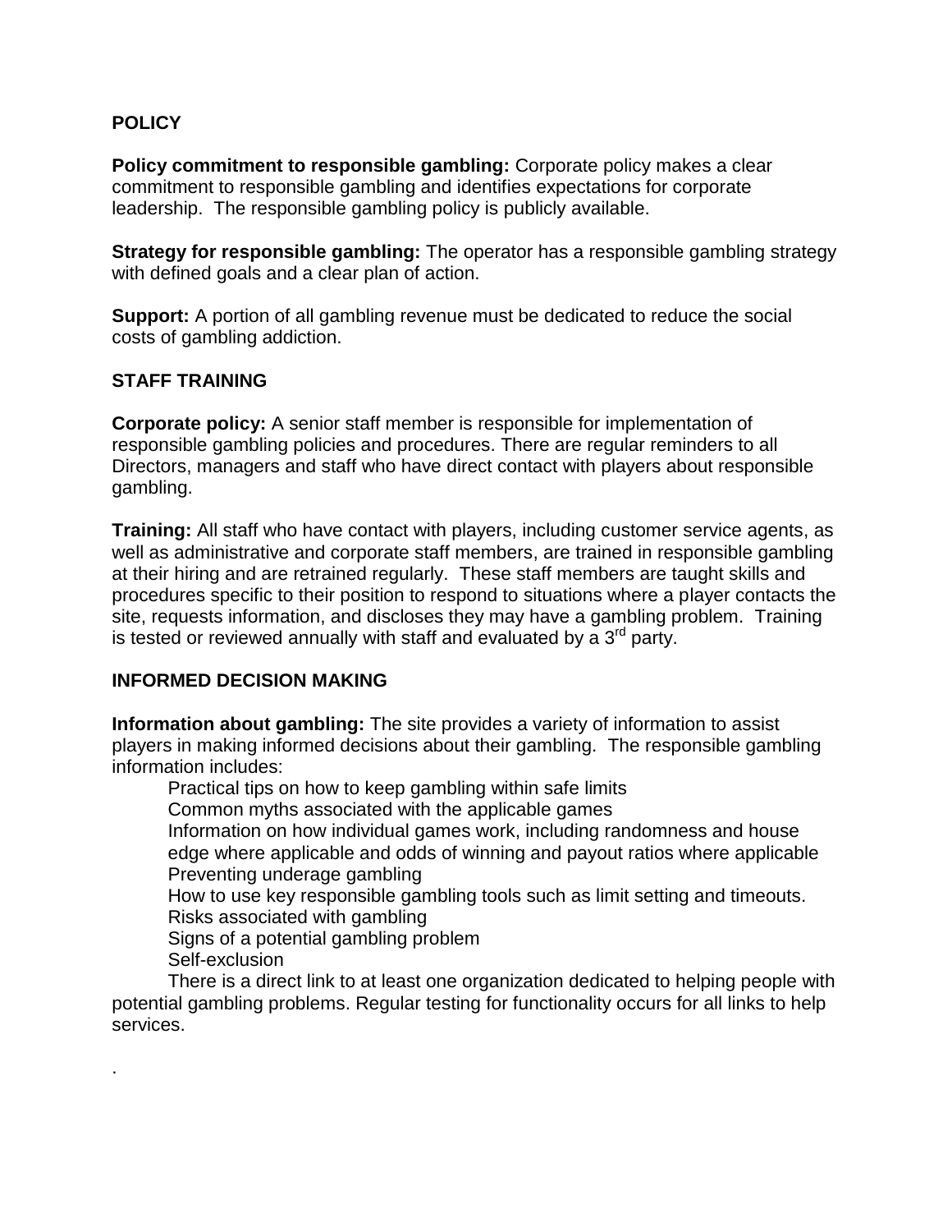## POLICY

**Policy commitment to responsible gambling:** Corporate policy makes a clear commitment to responsible gambling and identifies expectations for corporate leadership. The responsible gambling policy is publicly available.

**Strategy for responsible gambling:** The operator has a responsible gambling strategy with defined goals and a clear plan of action.

**Support:** A portion of all gambling revenue must be dedicated to reduce the social costs of gambling addiction.

## STAFF TRAINING

**Corporate policy:** A senior staff member is responsible for implementation of responsible gambling policies and procedures. There are regular reminders to all Directors, managers and staff who have direct contact with players about responsible gambling.

**Training:** All staff who have contact with players, including customer service agents, as well as administrative and corporate staff members, are trained in responsible gambling at their hiring and are retrained regularly. These staff members are taught skills and procedures specific to their position to respond to situations where a player contacts the site, requests information, and discloses they may have a gambling problem. Training is tested or reviewed annually with staff and evaluated by a 3rd party.

## INFORMED DECISION MAKING

**Information about gambling:** The site provides a variety of information to assist players in making informed decisions about their gambling. The responsible gambling information includes:

- Practical tips on how to keep gambling within safe limits
- Common myths associated with the applicable games
- Information on how individual games work, including randomness and house edge where applicable and odds of winning and payout ratios where applicable
- Preventing underage gambling
- How to use key responsible gambling tools such as limit setting and timeouts.
- Risks associated with gambling
- Signs of a potential gambling problem
- Self-exclusion

There is a direct link to at least one organization dedicated to helping people with potential gambling problems. Regular testing for functionality occurs for all links to help services.

.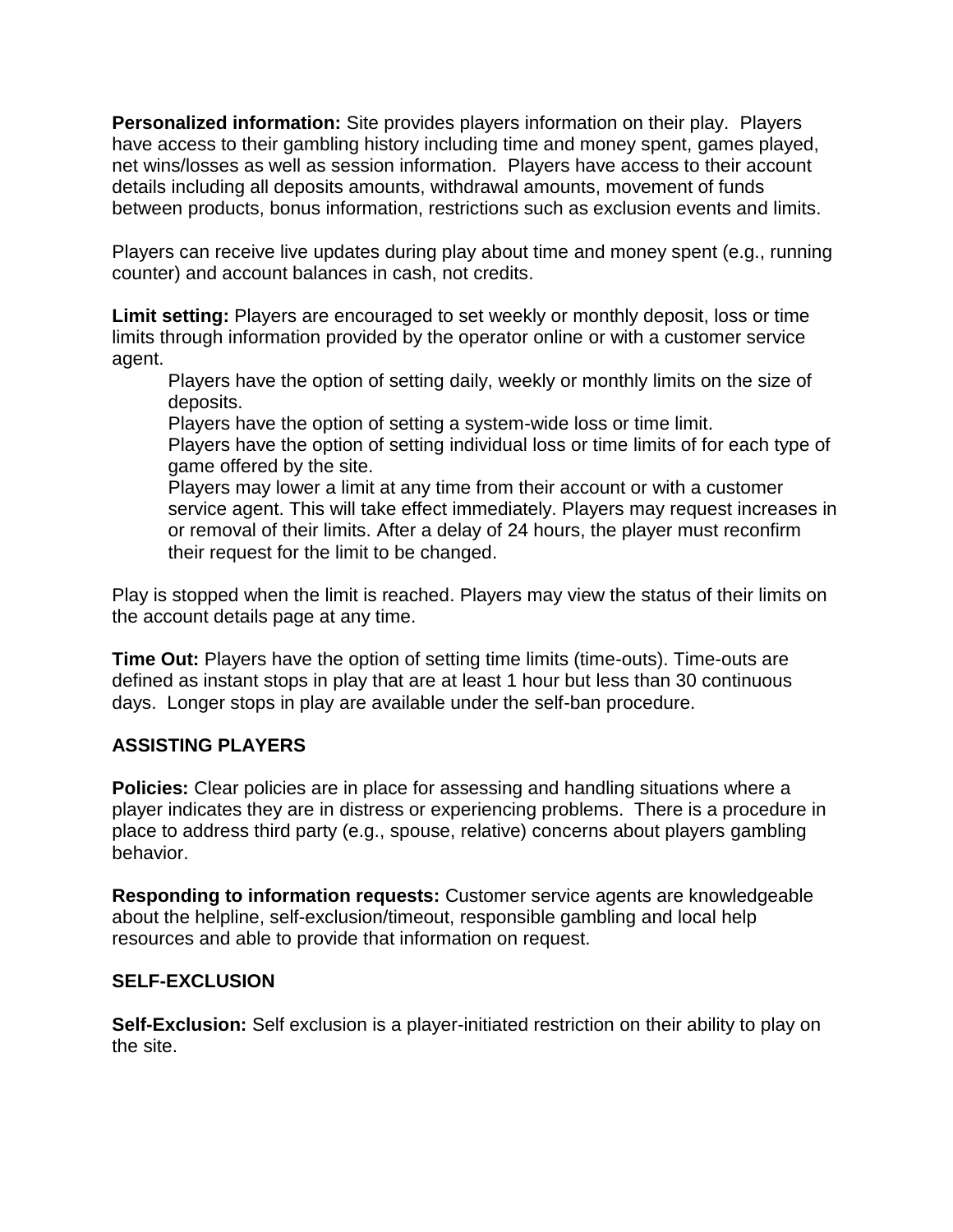**Personalized information:** Site provides players information on their play. Players have access to their gambling history including time and money spent, games played, net wins/losses as well as session information. Players have access to their account details including all deposits amounts, withdrawal amounts, movement of funds between products, bonus information, restrictions such as exclusion events and limits.

Players can receive live updates during play about time and money spent (e.g., running counter) and account balances in cash, not credits.

**Limit setting:** Players are encouraged to set weekly or monthly deposit, loss or time limits through information provided by the operator online or with a customer service agent.

> Players have the option of setting daily, weekly or monthly limits on the size of deposits.
>
> Players have the option of setting a system-wide loss or time limit.
>
> Players have the option of setting individual loss or time limits of for each type of game offered by the site.
>
> Players may lower a limit at any time from their account or with a customer service agent. This will take effect immediately. Players may request increases in or removal of their limits. After a delay of 24 hours, the player must reconfirm their request for the limit to be changed.

Play is stopped when the limit is reached. Players may view the status of their limits on the account details page at any time.

**Time Out:** Players have the option of setting time limits (time-outs). Time-outs are defined as instant stops in play that are at least 1 hour but less than 30 continuous days. Longer stops in play are available under the self-ban procedure.

## ASSISTING PLAYERS

**Policies:** Clear policies are in place for assessing and handling situations where a player indicates they are in distress or experiencing problems. There is a procedure in place to address third party (e.g., spouse, relative) concerns about players gambling behavior.

**Responding to information requests:** Customer service agents are knowledgeable about the helpline, self-exclusion/timeout, responsible gambling and local help resources and able to provide that information on request.

## SELF-EXCLUSION

**Self-Exclusion:** Self exclusion is a player-initiated restriction on their ability to play on the site.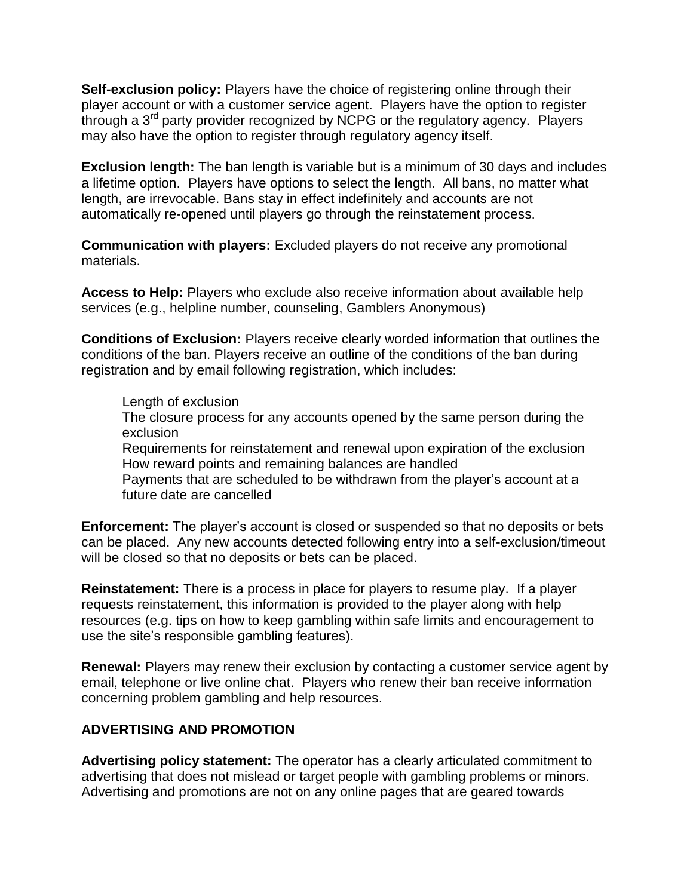**Self-exclusion policy:** Players have the choice of registering online through their player account or with a customer service agent. Players have the option to register through a 3rd party provider recognized by NCPG or the regulatory agency. Players may also have the option to register through regulatory agency itself.

**Exclusion length:** The ban length is variable but is a minimum of 30 days and includes a lifetime option. Players have options to select the length. All bans, no matter what length, are irrevocable. Bans stay in effect indefinitely and accounts are not automatically re-opened until players go through the reinstatement process.

**Communication with players:** Excluded players do not receive any promotional materials.

**Access to Help:** Players who exclude also receive information about available help services (e.g., helpline number, counseling, Gamblers Anonymous)

**Conditions of Exclusion:** Players receive clearly worded information that outlines the conditions of the ban. Players receive an outline of the conditions of the ban during registration and by email following registration, which includes:

- Length of exclusion
- The closure process for any accounts opened by the same person during the exclusion
- Requirements for reinstatement and renewal upon expiration of the exclusion
- How reward points and remaining balances are handled
- Payments that are scheduled to be withdrawn from the player's account at a future date are cancelled

**Enforcement:** The player's account is closed or suspended so that no deposits or bets can be placed. Any new accounts detected following entry into a self-exclusion/timeout will be closed so that no deposits or bets can be placed.

**Reinstatement:** There is a process in place for players to resume play. If a player requests reinstatement, this information is provided to the player along with help resources (e.g. tips on how to keep gambling within safe limits and encouragement to use the site's responsible gambling features).

**Renewal:** Players may renew their exclusion by contacting a customer service agent by email, telephone or live online chat. Players who renew their ban receive information concerning problem gambling and help resources.

## ADVERTISING AND PROMOTION

**Advertising policy statement:** The operator has a clearly articulated commitment to advertising that does not mislead or target people with gambling problems or minors. Advertising and promotions are not on any online pages that are geared towards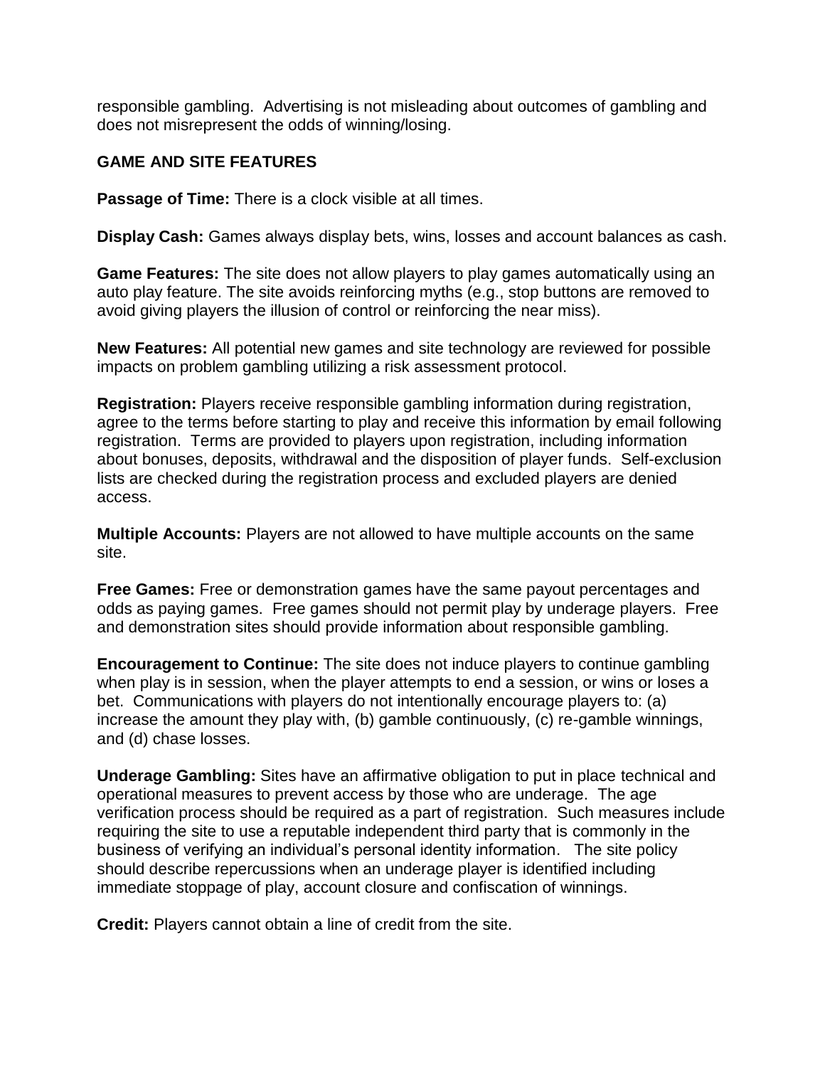responsible gambling. Advertising is not misleading about outcomes of gambling and does not misrepresent the odds of winning/losing.

## GAME AND SITE FEATURES

**Passage of Time:** There is a clock visible at all times.

**Display Cash:** Games always display bets, wins, losses and account balances as cash.

**Game Features:** The site does not allow players to play games automatically using an auto play feature. The site avoids reinforcing myths (e.g., stop buttons are removed to avoid giving players the illusion of control or reinforcing the near miss).

**New Features:** All potential new games and site technology are reviewed for possible impacts on problem gambling utilizing a risk assessment protocol.

**Registration:** Players receive responsible gambling information during registration, agree to the terms before starting to play and receive this information by email following registration. Terms are provided to players upon registration, including information about bonuses, deposits, withdrawal and the disposition of player funds. Self-exclusion lists are checked during the registration process and excluded players are denied access.

**Multiple Accounts:** Players are not allowed to have multiple accounts on the same site.

**Free Games:** Free or demonstration games have the same payout percentages and odds as paying games. Free games should not permit play by underage players. Free and demonstration sites should provide information about responsible gambling.

**Encouragement to Continue:** The site does not induce players to continue gambling when play is in session, when the player attempts to end a session, or wins or loses a bet. Communications with players do not intentionally encourage players to: (a) increase the amount they play with, (b) gamble continuously, (c) re-gamble winnings, and (d) chase losses.

**Underage Gambling:** Sites have an affirmative obligation to put in place technical and operational measures to prevent access by those who are underage. The age verification process should be required as a part of registration. Such measures include requiring the site to use a reputable independent third party that is commonly in the business of verifying an individual's personal identity information. The site policy should describe repercussions when an underage player is identified including immediate stoppage of play, account closure and confiscation of winnings.

**Credit:** Players cannot obtain a line of credit from the site.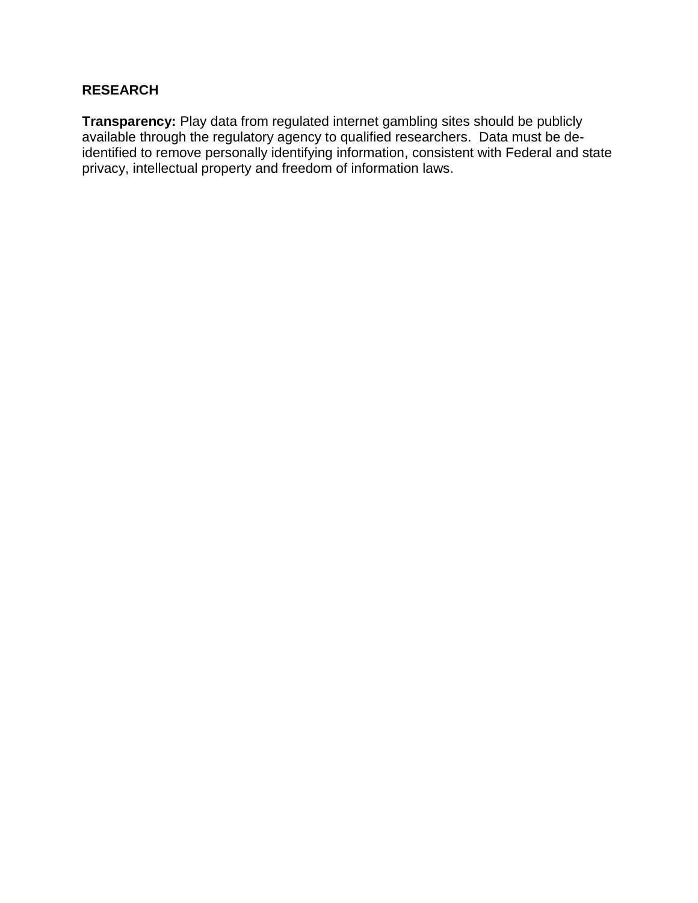## RESEARCH

**Transparency:** Play data from regulated internet gambling sites should be publicly available through the regulatory agency to qualified researchers. Data must be de-identified to remove personally identifying information, consistent with Federal and state privacy, intellectual property and freedom of information laws.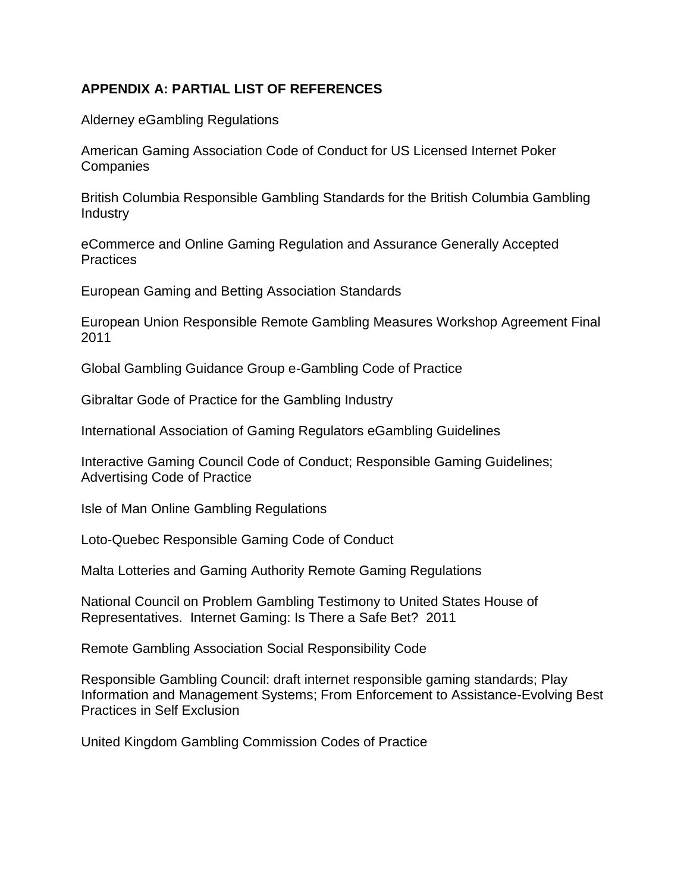## APPENDIX A: PARTIAL LIST OF REFERENCES

Alderney eGambling Regulations

American Gaming Association Code of Conduct for US Licensed Internet Poker Companies

British Columbia Responsible Gambling Standards for the British Columbia Gambling Industry

eCommerce and Online Gaming Regulation and Assurance Generally Accepted Practices

European Gaming and Betting Association Standards

European Union Responsible Remote Gambling Measures Workshop Agreement Final 2011

Global Gambling Guidance Group e-Gambling Code of Practice

Gibraltar Gode of Practice for the Gambling Industry

International Association of Gaming Regulators eGambling Guidelines

Interactive Gaming Council Code of Conduct; Responsible Gaming Guidelines; Advertising Code of Practice

Isle of Man Online Gambling Regulations

Loto-Quebec Responsible Gaming Code of Conduct

Malta Lotteries and Gaming Authority Remote Gaming Regulations

National Council on Problem Gambling Testimony to United States House of Representatives. Internet Gaming: Is There a Safe Bet? 2011

Remote Gambling Association Social Responsibility Code

Responsible Gambling Council: draft internet responsible gaming standards; Play Information and Management Systems; From Enforcement to Assistance-Evolving Best Practices in Self Exclusion

United Kingdom Gambling Commission Codes of Practice